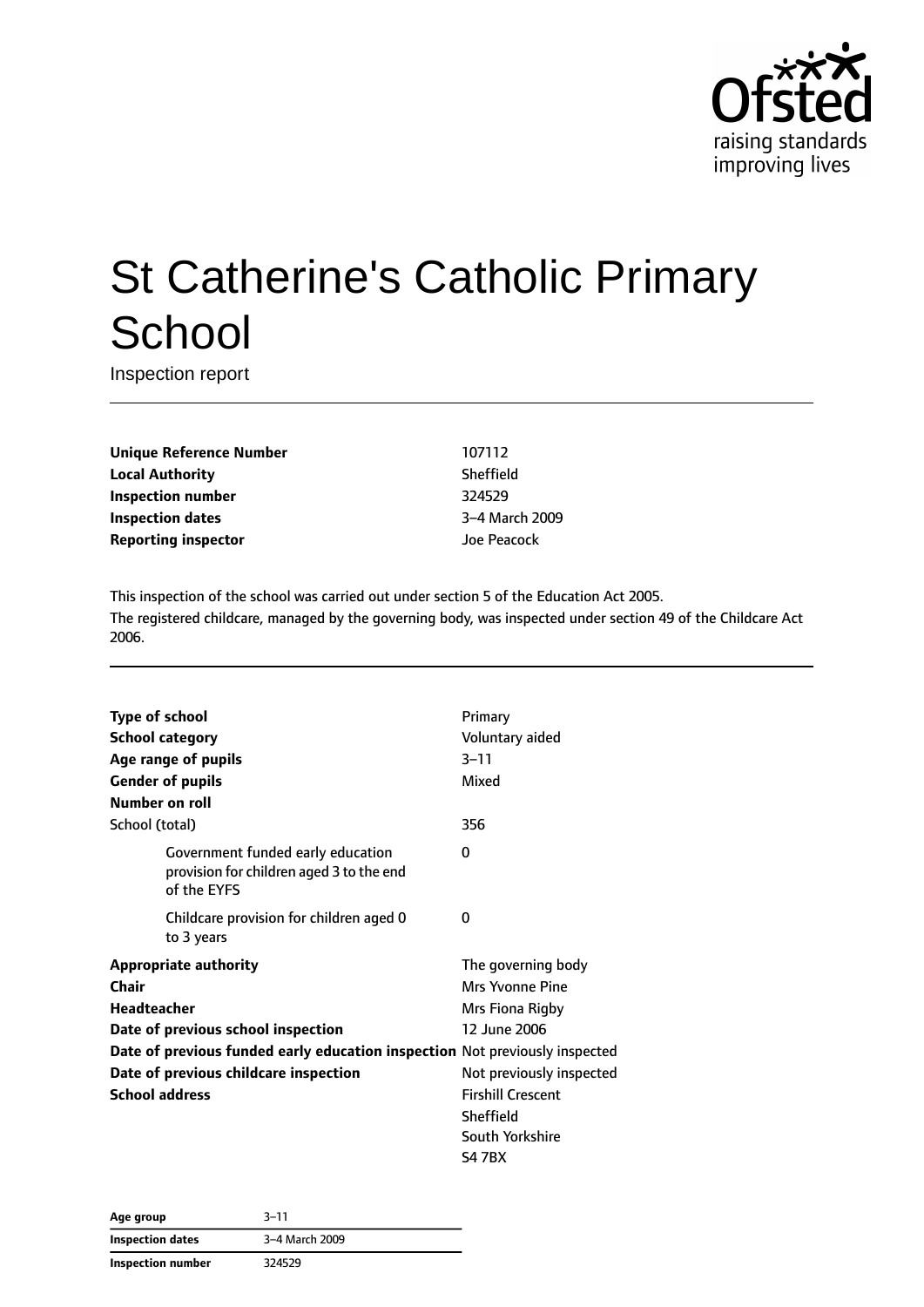Ofsted
raising standards
improving lives

# St Catherine's Catholic Primary School

Inspection report

| | |
|---|---|
| **Unique Reference Number** | 107112 |
| **Local Authority** | Sheffield |
| **Inspection number** | 324529 |
| **Inspection dates** | 3–4 March 2009 |
| **Reporting inspector** | Joe Peacock |

This inspection of the school was carried out under section 5 of the Education Act 2005.
The registered childcare, managed by the governing body, was inspected under section 49 of the Childcare Act 2006.

| | |
|---|---|
| **Type of school** | Primary |
| **School category** | Voluntary aided |
| **Age range of pupils** | 3–11 |
| **Gender of pupils** | Mixed |
| **Number on roll** | |
| School (total) | 356 |
| Government funded early education provision for children aged 3 to the end of the EYFS | 0 |
| Childcare provision for children aged 0 to 3 years | 0 |
| **Appropriate authority** | The governing body |
| **Chair** | Mrs Yvonne Pine |
| **Headteacher** | Mrs Fiona Rigby |
| **Date of previous school inspection** | 12 June 2006 |
| **Date of previous funded early education inspection** | Not previously inspected |
| **Date of previous childcare inspection** | Not previously inspected |
| **School address** | Firshill Crescent<br>Sheffield<br>South Yorkshire<br>S4 7BX |

| | |
|---|---|
| **Age group** | 3–11 |
| **Inspection dates** | 3–4 March 2009 |
| **Inspection number** | 324529 |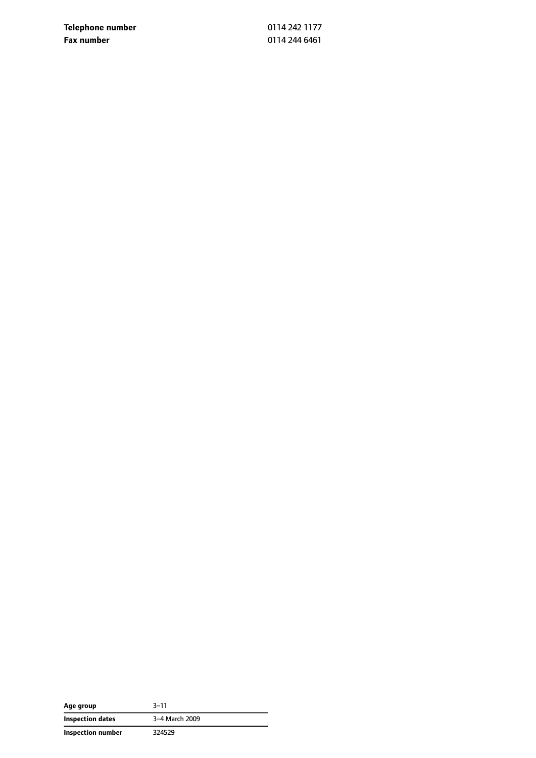| | |
|---|---|
| **Telephone number** | 0114 242 1177 |
| **Fax number** | 0114 244 6461 |

| | |
|---|---|
| **Age group** | 3–11 |
| **Inspection dates** | 3–4 March 2009 |
| **Inspection number** | 324529 |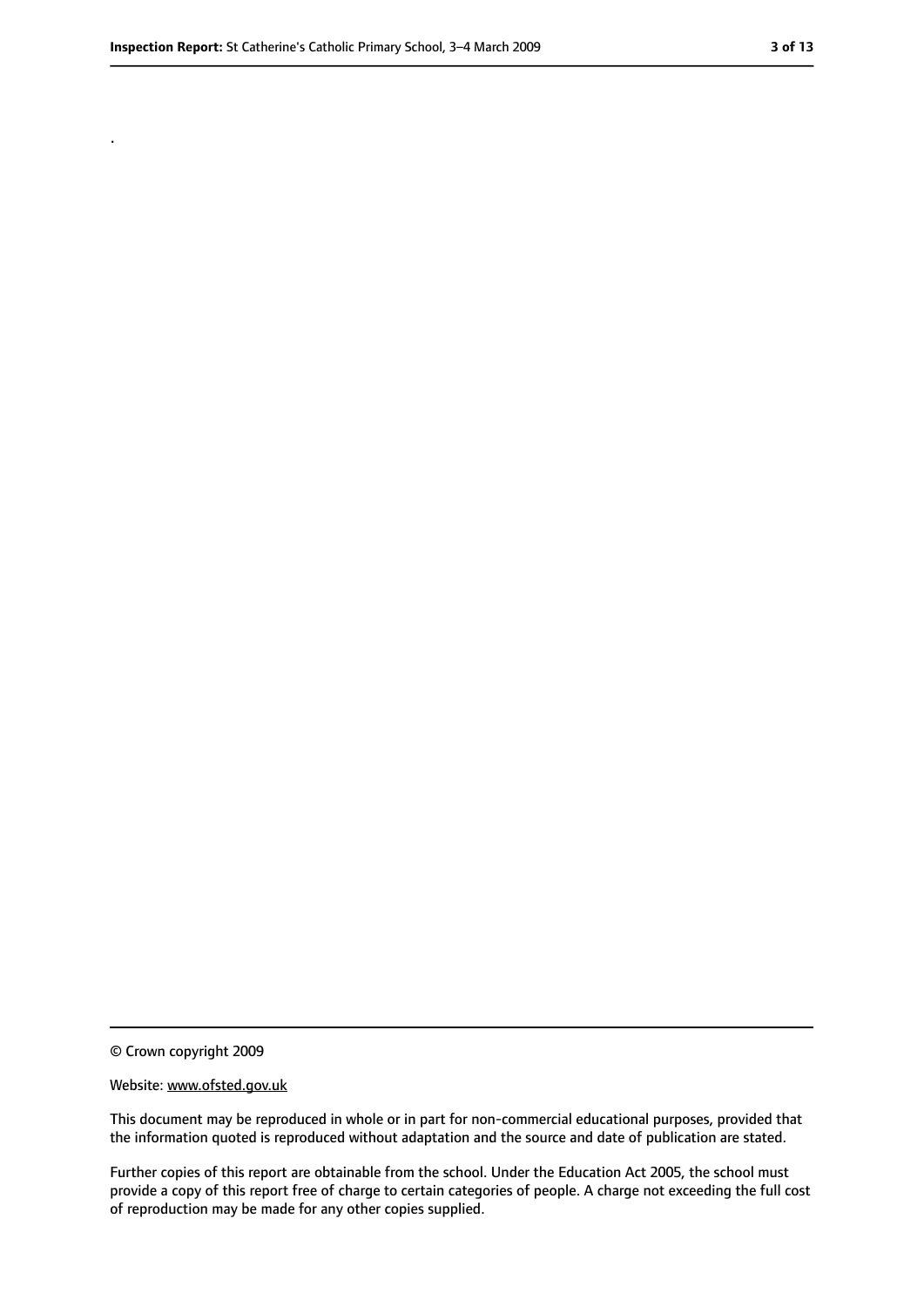.

© Crown copyright 2009

Website: www.ofsted.gov.uk

This document may be reproduced in whole or in part for non-commercial educational purposes, provided that the information quoted is reproduced without adaptation and the source and date of publication are stated.

Further copies of this report are obtainable from the school. Under the Education Act 2005, the school must provide a copy of this report free of charge to certain categories of people. A charge not exceeding the full cost of reproduction may be made for any other copies supplied.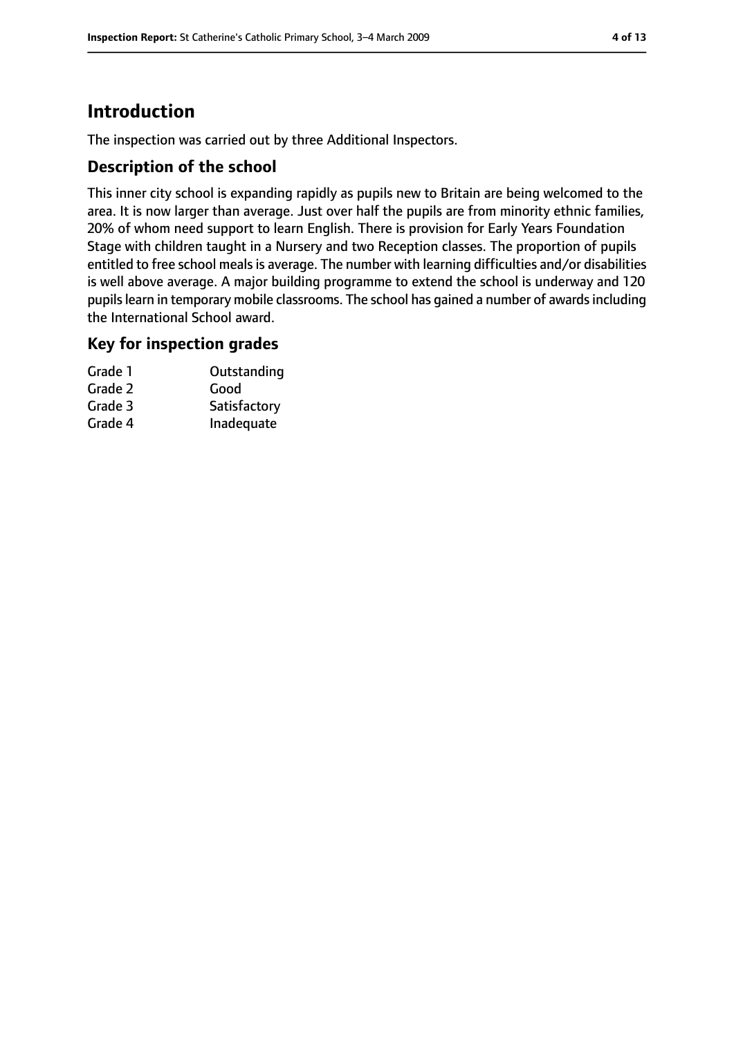# Introduction

The inspection was carried out by three Additional Inspectors.

## Description of the school

This inner city school is expanding rapidly as pupils new to Britain are being welcomed to the area. It is now larger than average. Just over half the pupils are from minority ethnic families, 20% of whom need support to learn English. There is provision for Early Years Foundation Stage with children taught in a Nursery and two Reception classes. The proportion of pupils entitled to free school meals is average. The number with learning difficulties and/or disabilities is well above average. A major building programme to extend the school is underway and 120 pupils learn in temporary mobile classrooms. The school has gained a number of awards including the International School award.

## Key for inspection grades

| | |
|---|---|
| Grade 1 | Outstanding |
| Grade 2 | Good |
| Grade 3 | Satisfactory |
| Grade 4 | Inadequate |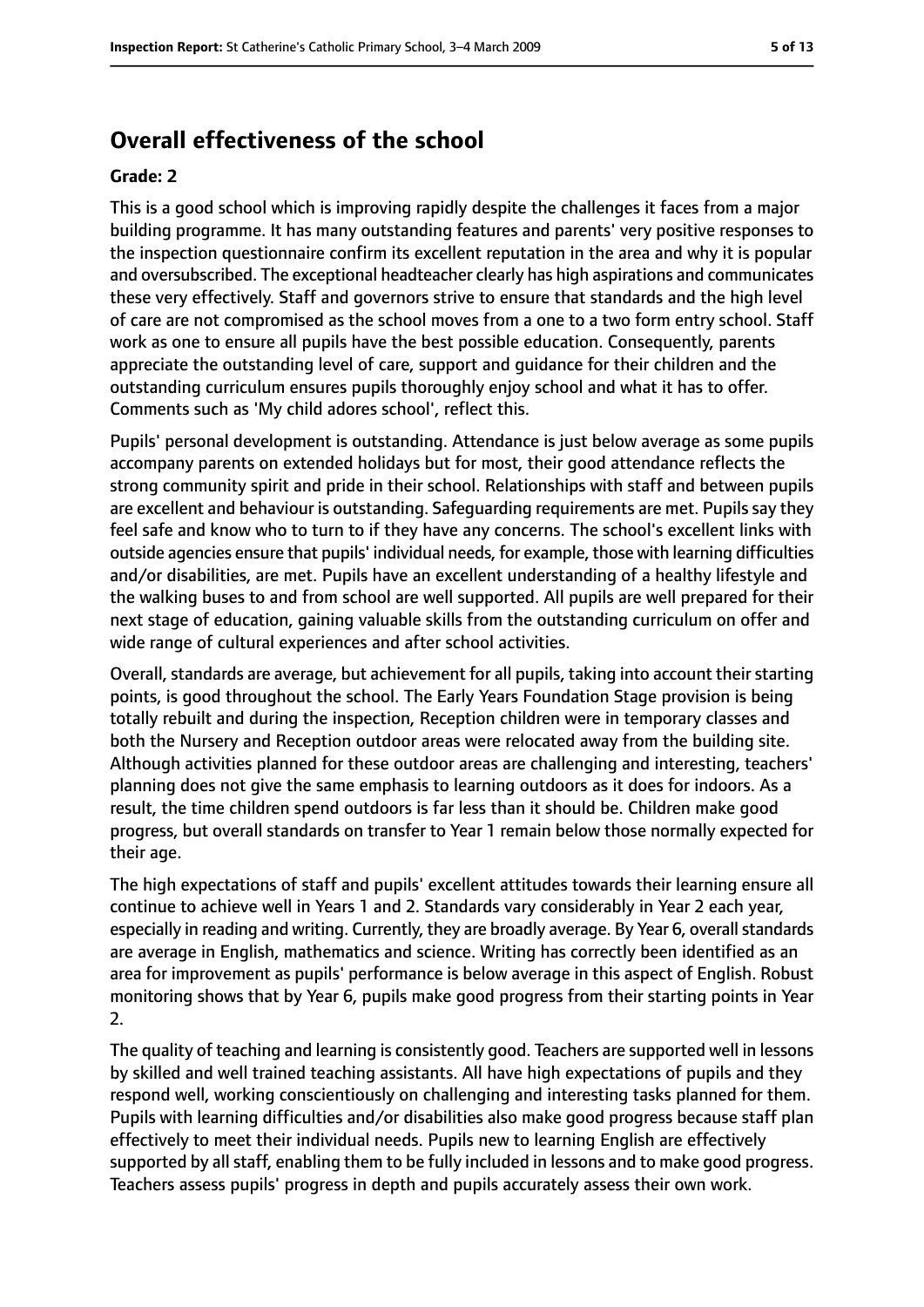# Overall effectiveness of the school

**Grade: 2**

This is a good school which is improving rapidly despite the challenges it faces from a major building programme. It has many outstanding features and parents' very positive responses to the inspection questionnaire confirm its excellent reputation in the area and why it is popular and oversubscribed. The exceptional headteacher clearly has high aspirations and communicates these very effectively. Staff and governors strive to ensure that standards and the high level of care are not compromised as the school moves from a one to a two form entry school. Staff work as one to ensure all pupils have the best possible education. Consequently, parents appreciate the outstanding level of care, support and guidance for their children and the outstanding curriculum ensures pupils thoroughly enjoy school and what it has to offer. Comments such as 'My child adores school', reflect this.

Pupils' personal development is outstanding. Attendance is just below average as some pupils accompany parents on extended holidays but for most, their good attendance reflects the strong community spirit and pride in their school. Relationships with staff and between pupils are excellent and behaviour is outstanding. Safeguarding requirements are met. Pupils say they feel safe and know who to turn to if they have any concerns. The school's excellent links with outside agencies ensure that pupils' individual needs, for example, those with learning difficulties and/or disabilities, are met. Pupils have an excellent understanding of a healthy lifestyle and the walking buses to and from school are well supported. All pupils are well prepared for their next stage of education, gaining valuable skills from the outstanding curriculum on offer and wide range of cultural experiences and after school activities.

Overall, standards are average, but achievement for all pupils, taking into account their starting points, is good throughout the school. The Early Years Foundation Stage provision is being totally rebuilt and during the inspection, Reception children were in temporary classes and both the Nursery and Reception outdoor areas were relocated away from the building site. Although activities planned for these outdoor areas are challenging and interesting, teachers' planning does not give the same emphasis to learning outdoors as it does for indoors. As a result, the time children spend outdoors is far less than it should be. Children make good progress, but overall standards on transfer to Year 1 remain below those normally expected for their age.

The high expectations of staff and pupils' excellent attitudes towards their learning ensure all continue to achieve well in Years 1 and 2. Standards vary considerably in Year 2 each year, especially in reading and writing. Currently, they are broadly average. By Year 6, overall standards are average in English, mathematics and science. Writing has correctly been identified as an area for improvement as pupils' performance is below average in this aspect of English. Robust monitoring shows that by Year 6, pupils make good progress from their starting points in Year 2.

The quality of teaching and learning is consistently good. Teachers are supported well in lessons by skilled and well trained teaching assistants. All have high expectations of pupils and they respond well, working conscientiously on challenging and interesting tasks planned for them. Pupils with learning difficulties and/or disabilities also make good progress because staff plan effectively to meet their individual needs. Pupils new to learning English are effectively supported by all staff, enabling them to be fully included in lessons and to make good progress. Teachers assess pupils' progress in depth and pupils accurately assess their own work.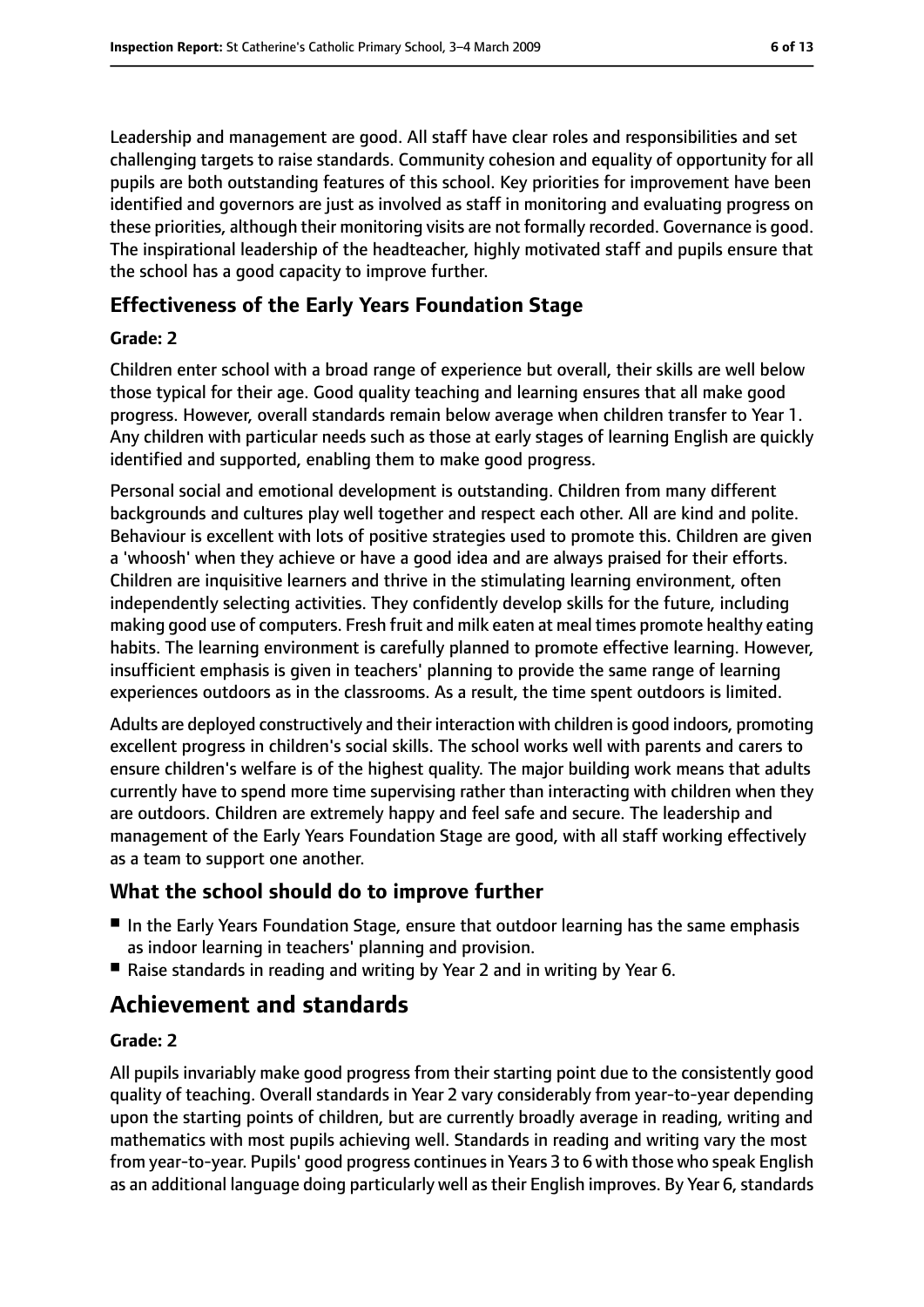Leadership and management are good. All staff have clear roles and responsibilities and set challenging targets to raise standards. Community cohesion and equality of opportunity for all pupils are both outstanding features of this school. Key priorities for improvement have been identified and governors are just as involved as staff in monitoring and evaluating progress on these priorities, although their monitoring visits are not formally recorded. Governance is good. The inspirational leadership of the headteacher, highly motivated staff and pupils ensure that the school has a good capacity to improve further.

### Effectiveness of the Early Years Foundation Stage

**Grade: 2**

Children enter school with a broad range of experience but overall, their skills are well below those typical for their age. Good quality teaching and learning ensures that all make good progress. However, overall standards remain below average when children transfer to Year 1. Any children with particular needs such as those at early stages of learning English are quickly identified and supported, enabling them to make good progress.

Personal social and emotional development is outstanding. Children from many different backgrounds and cultures play well together and respect each other. All are kind and polite. Behaviour is excellent with lots of positive strategies used to promote this. Children are given a 'whoosh' when they achieve or have a good idea and are always praised for their efforts. Children are inquisitive learners and thrive in the stimulating learning environment, often independently selecting activities. They confidently develop skills for the future, including making good use of computers. Fresh fruit and milk eaten at meal times promote healthy eating habits. The learning environment is carefully planned to promote effective learning. However, insufficient emphasis is given in teachers' planning to provide the same range of learning experiences outdoors as in the classrooms. As a result, the time spent outdoors is limited.

Adults are deployed constructively and their interaction with children is good indoors, promoting excellent progress in children's social skills. The school works well with parents and carers to ensure children's welfare is of the highest quality. The major building work means that adults currently have to spend more time supervising rather than interacting with children when they are outdoors. Children are extremely happy and feel safe and secure. The leadership and management of the Early Years Foundation Stage are good, with all staff working effectively as a team to support one another.

### What the school should do to improve further

- In the Early Years Foundation Stage, ensure that outdoor learning has the same emphasis as indoor learning in teachers' planning and provision.
- Raise standards in reading and writing by Year 2 and in writing by Year 6.

## Achievement and standards

**Grade: 2**

All pupils invariably make good progress from their starting point due to the consistently good quality of teaching. Overall standards in Year 2 vary considerably from year-to-year depending upon the starting points of children, but are currently broadly average in reading, writing and mathematics with most pupils achieving well. Standards in reading and writing vary the most from year-to-year. Pupils' good progress continues in Years 3 to 6 with those who speak English as an additional language doing particularly well as their English improves. By Year 6, standards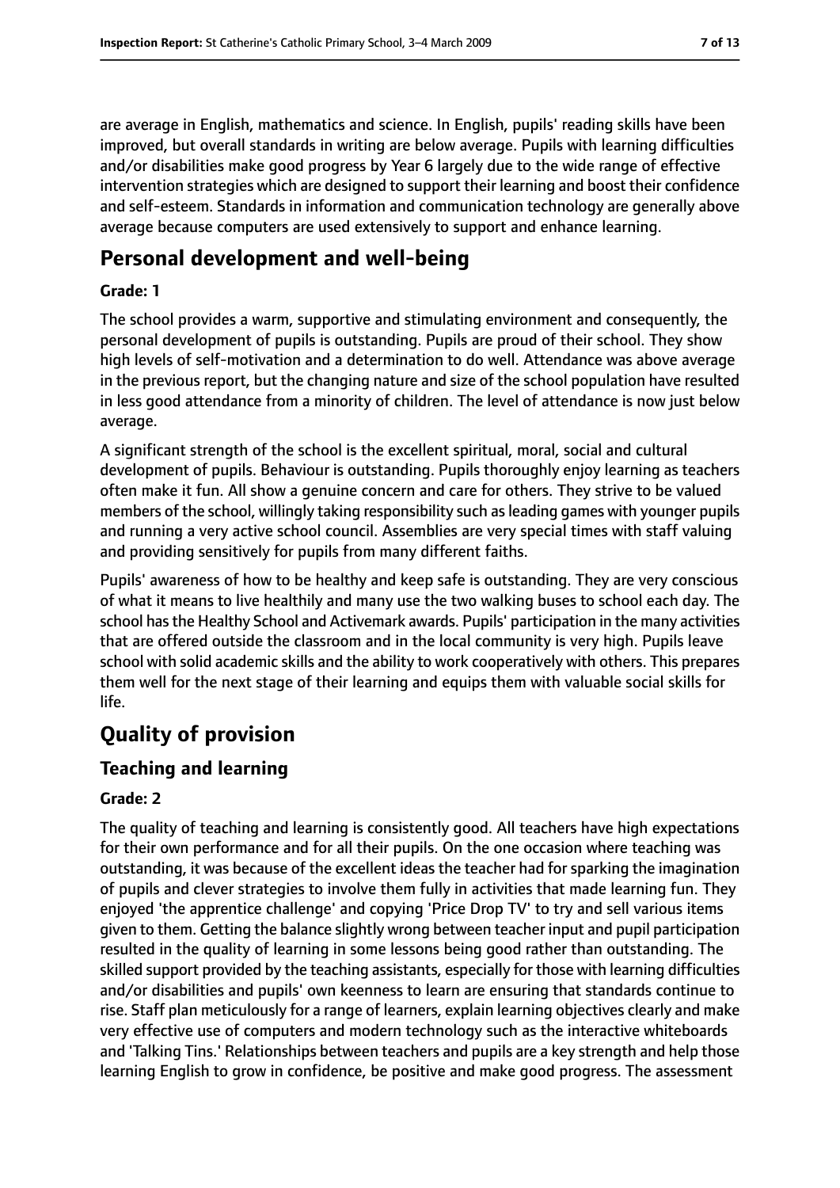are average in English, mathematics and science. In English, pupils' reading skills have been improved, but overall standards in writing are below average. Pupils with learning difficulties and/or disabilities make good progress by Year 6 largely due to the wide range of effective intervention strategies which are designed to support their learning and boost their confidence and self-esteem. Standards in information and communication technology are generally above average because computers are used extensively to support and enhance learning.

## Personal development and well-being

**Grade: 1**

The school provides a warm, supportive and stimulating environment and consequently, the personal development of pupils is outstanding. Pupils are proud of their school. They show high levels of self-motivation and a determination to do well. Attendance was above average in the previous report, but the changing nature and size of the school population have resulted in less good attendance from a minority of children. The level of attendance is now just below average.

A significant strength of the school is the excellent spiritual, moral, social and cultural development of pupils. Behaviour is outstanding. Pupils thoroughly enjoy learning as teachers often make it fun. All show a genuine concern and care for others. They strive to be valued members of the school, willingly taking responsibility such as leading games with younger pupils and running a very active school council. Assemblies are very special times with staff valuing and providing sensitively for pupils from many different faiths.

Pupils' awareness of how to be healthy and keep safe is outstanding. They are very conscious of what it means to live healthily and many use the two walking buses to school each day. The school has the Healthy School and Activemark awards. Pupils' participation in the many activities that are offered outside the classroom and in the local community is very high. Pupils leave school with solid academic skills and the ability to work cooperatively with others. This prepares them well for the next stage of their learning and equips them with valuable social skills for life.

# Quality of provision

## Teaching and learning

**Grade: 2**

The quality of teaching and learning is consistently good. All teachers have high expectations for their own performance and for all their pupils. On the one occasion where teaching was outstanding, it was because of the excellent ideas the teacher had for sparking the imagination of pupils and clever strategies to involve them fully in activities that made learning fun. They enjoyed 'the apprentice challenge' and copying 'Price Drop TV' to try and sell various items given to them. Getting the balance slightly wrong between teacher input and pupil participation resulted in the quality of learning in some lessons being good rather than outstanding. The skilled support provided by the teaching assistants, especially for those with learning difficulties and/or disabilities and pupils' own keenness to learn are ensuring that standards continue to rise. Staff plan meticulously for a range of learners, explain learning objectives clearly and make very effective use of computers and modern technology such as the interactive whiteboards and 'Talking Tins.' Relationships between teachers and pupils are a key strength and help those learning English to grow in confidence, be positive and make good progress. The assessment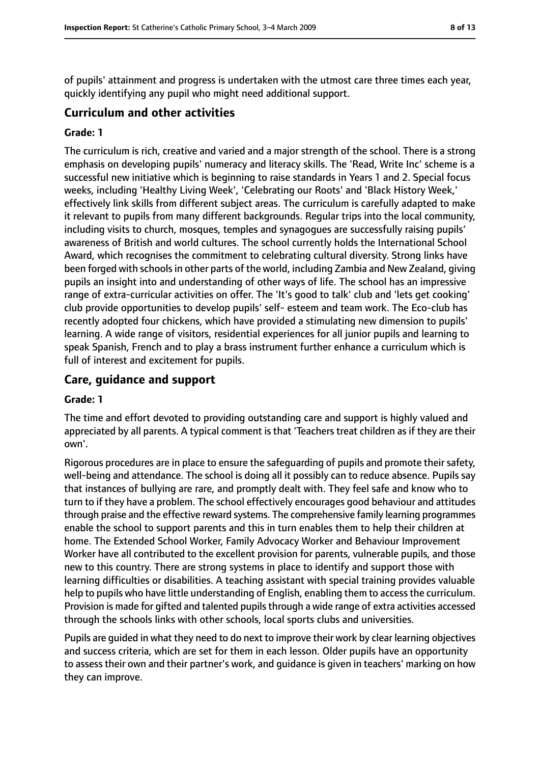of pupils' attainment and progress is undertaken with the utmost care three times each year, quickly identifying any pupil who might need additional support.

## Curriculum and other activities

### Grade: 1

The curriculum is rich, creative and varied and a major strength of the school. There is a strong emphasis on developing pupils' numeracy and literacy skills. The 'Read, Write Inc' scheme is a successful new initiative which is beginning to raise standards in Years 1 and 2. Special focus weeks, including 'Healthy Living Week', 'Celebrating our Roots' and 'Black History Week,' effectively link skills from different subject areas. The curriculum is carefully adapted to make it relevant to pupils from many different backgrounds. Regular trips into the local community, including visits to church, mosques, temples and synagogues are successfully raising pupils' awareness of British and world cultures. The school currently holds the International School Award, which recognises the commitment to celebrating cultural diversity. Strong links have been forged with schools in other parts of the world, including Zambia and New Zealand, giving pupils an insight into and understanding of other ways of life. The school has an impressive range of extra-curricular activities on offer. The 'It's good to talk' club and 'lets get cooking' club provide opportunities to develop pupils' self- esteem and team work. The Eco-club has recently adopted four chickens, which have provided a stimulating new dimension to pupils' learning. A wide range of visitors, residential experiences for all junior pupils and learning to speak Spanish, French and to play a brass instrument further enhance a curriculum which is full of interest and excitement for pupils.

## Care, guidance and support

### Grade: 1

The time and effort devoted to providing outstanding care and support is highly valued and appreciated by all parents. A typical comment is that 'Teachers treat children as if they are their own'.

Rigorous procedures are in place to ensure the safeguarding of pupils and promote their safety, well-being and attendance. The school is doing all it possibly can to reduce absence. Pupils say that instances of bullying are rare, and promptly dealt with. They feel safe and know who to turn to if they have a problem. The school effectively encourages good behaviour and attitudes through praise and the effective reward systems. The comprehensive family learning programmes enable the school to support parents and this in turn enables them to help their children at home. The Extended School Worker, Family Advocacy Worker and Behaviour Improvement Worker have all contributed to the excellent provision for parents, vulnerable pupils, and those new to this country. There are strong systems in place to identify and support those with learning difficulties or disabilities. A teaching assistant with special training provides valuable help to pupils who have little understanding of English, enabling them to access the curriculum. Provision is made for gifted and talented pupils through a wide range of extra activities accessed through the schools links with other schools, local sports clubs and universities.

Pupils are guided in what they need to do next to improve their work by clear learning objectives and success criteria, which are set for them in each lesson. Older pupils have an opportunity to assess their own and their partner's work, and guidance is given in teachers' marking on how they can improve.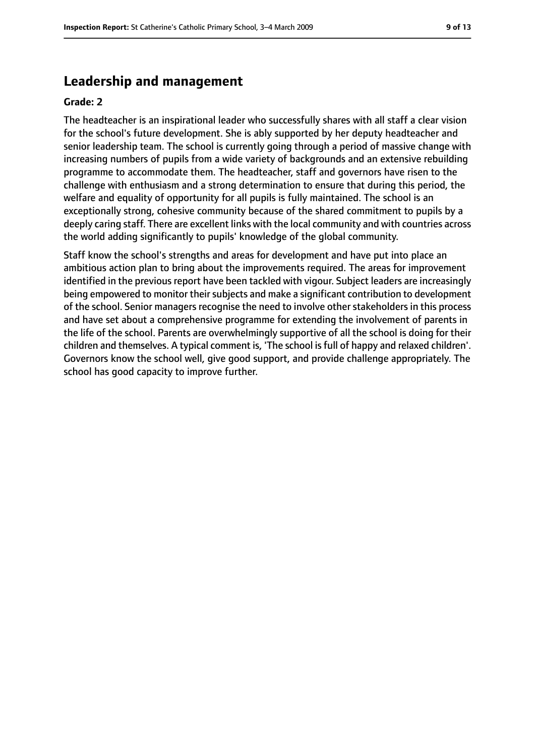## Leadership and management

**Grade: 2**

The headteacher is an inspirational leader who successfully shares with all staff a clear vision for the school's future development. She is ably supported by her deputy headteacher and senior leadership team. The school is currently going through a period of massive change with increasing numbers of pupils from a wide variety of backgrounds and an extensive rebuilding programme to accommodate them. The headteacher, staff and governors have risen to the challenge with enthusiasm and a strong determination to ensure that during this period, the welfare and equality of opportunity for all pupils is fully maintained. The school is an exceptionally strong, cohesive community because of the shared commitment to pupils by a deeply caring staff. There are excellent links with the local community and with countries across the world adding significantly to pupils' knowledge of the global community.

Staff know the school's strengths and areas for development and have put into place an ambitious action plan to bring about the improvements required. The areas for improvement identified in the previous report have been tackled with vigour. Subject leaders are increasingly being empowered to monitor their subjects and make a significant contribution to development of the school. Senior managers recognise the need to involve other stakeholders in this process and have set about a comprehensive programme for extending the involvement of parents in the life of the school. Parents are overwhelmingly supportive of all the school is doing for their children and themselves. A typical comment is, 'The school is full of happy and relaxed children'. Governors know the school well, give good support, and provide challenge appropriately. The school has good capacity to improve further.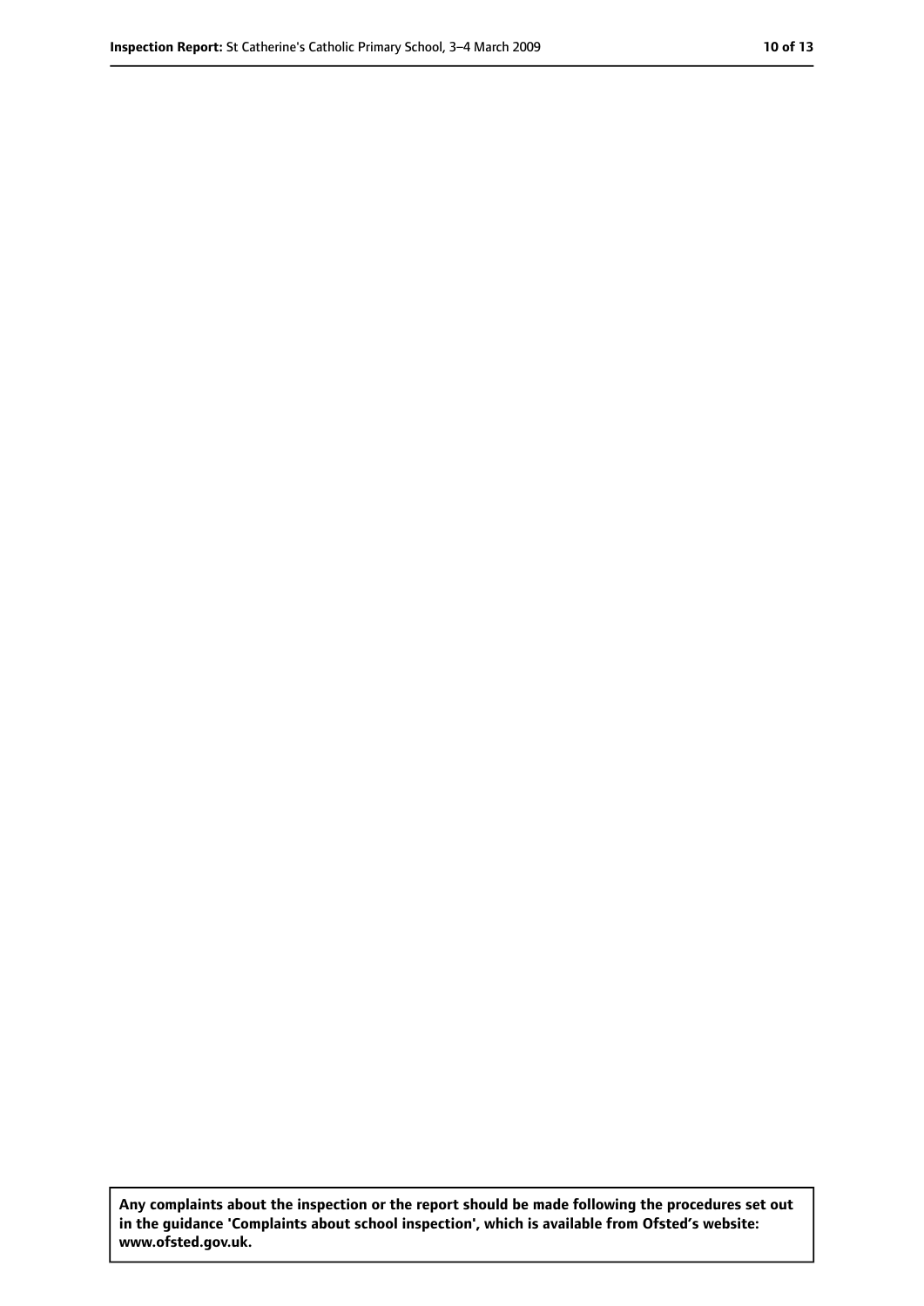**Any complaints about the inspection or the report should be made following the procedures set out in the guidance 'Complaints about school inspection', which is available from Ofsted's website: www.ofsted.gov.uk.**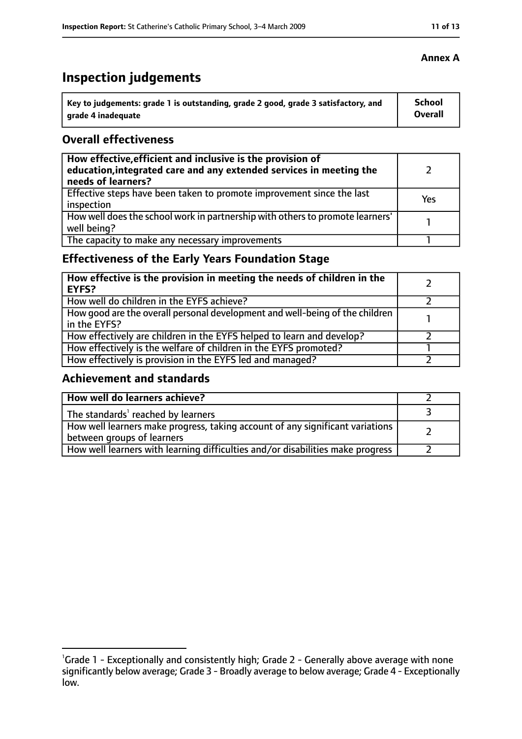**Annex A**

# Inspection judgements

| Key to judgements: grade 1 is outstanding, grade 2 good, grade 3 satisfactory, and grade 4 inadequate | School Overall |
|---|---|

## Overall effectiveness

| | |
|---|---|
| **How effective, efficient and inclusive is the provision of education, integrated care and any extended services in meeting the needs of learners?** | 2 |
| Effective steps have been taken to promote improvement since the last inspection | Yes |
| How well does the school work in partnership with others to promote learners' well being? | 1 |
| The capacity to make any necessary improvements | 1 |

## Effectiveness of the Early Years Foundation Stage

| | |
|---|---|
| **How effective is the provision in meeting the needs of children in the EYFS?** | 2 |
| How well do children in the EYFS achieve? | 2 |
| How good are the overall personal development and well-being of the children in the EYFS? | 1 |
| How effectively are children in the EYFS helped to learn and develop? | 2 |
| How effectively is the welfare of children in the EYFS promoted? | 1 |
| How effectively is provision in the EYFS led and managed? | 2 |

## Achievement and standards

| | |
|---|---|
| **How well do learners achieve?** | 2 |
| The standards[1] reached by learners | 3 |
| How well learners make progress, taking account of any significant variations between groups of learners | 2 |
| How well learners with learning difficulties and/or disabilities make progress | 2 |

[1]Grade 1 - Exceptionally and consistently high; Grade 2 - Generally above average with none significantly below average; Grade 3 - Broadly average to below average; Grade 4 - Exceptionally low.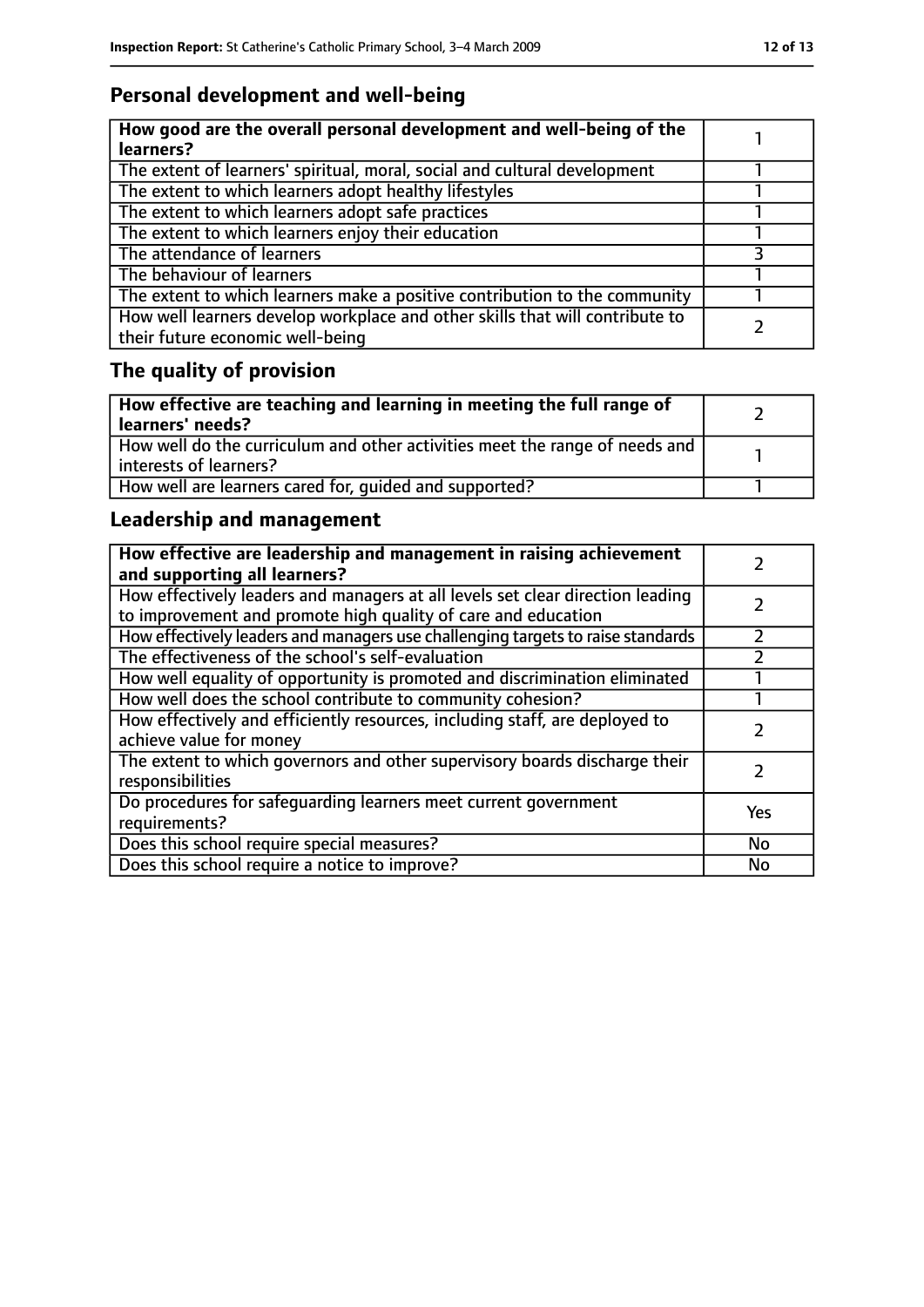## Personal development and well-being

| How good are the overall personal development and well-being of the learners? | 1 |
|---|---|
| The extent of learners' spiritual, moral, social and cultural development | 1 |
| The extent to which learners adopt healthy lifestyles | 1 |
| The extent to which learners adopt safe practices | 1 |
| The extent to which learners enjoy their education | 1 |
| The attendance of learners | 3 |
| The behaviour of learners | 1 |
| The extent to which learners make a positive contribution to the community | 1 |
| How well learners develop workplace and other skills that will contribute to their future economic well-being | 2 |

## The quality of provision

| How effective are teaching and learning in meeting the full range of learners' needs? | 2 |
|---|---|
| How well do the curriculum and other activities meet the range of needs and interests of learners? | 1 |
| How well are learners cared for, guided and supported? | 1 |

## Leadership and management

| How effective are leadership and management in raising achievement and supporting all learners? | 2 |
|---|---|
| How effectively leaders and managers at all levels set clear direction leading to improvement and promote high quality of care and education | 2 |
| How effectively leaders and managers use challenging targets to raise standards | 2 |
| The effectiveness of the school's self-evaluation | 2 |
| How well equality of opportunity is promoted and discrimination eliminated | 1 |
| How well does the school contribute to community cohesion? | 1 |
| How effectively and efficiently resources, including staff, are deployed to achieve value for money | 2 |
| The extent to which governors and other supervisory boards discharge their responsibilities | 2 |
| Do procedures for safeguarding learners meet current government requirements? | Yes |
| Does this school require special measures? | No |
| Does this school require a notice to improve? | No |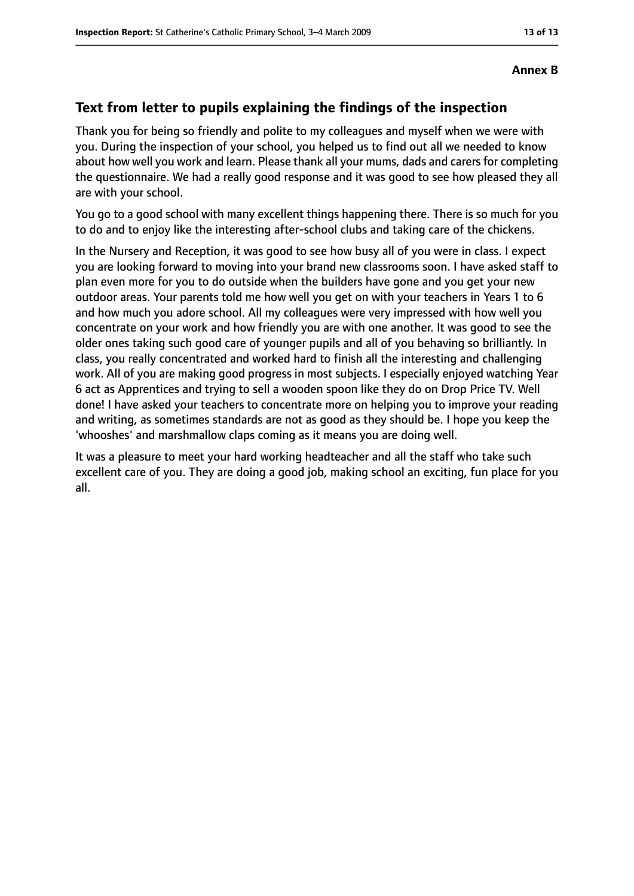**Annex B**

## Text from letter to pupils explaining the findings of the inspection

Thank you for being so friendly and polite to my colleagues and myself when we were with you. During the inspection of your school, you helped us to find out all we needed to know about how well you work and learn. Please thank all your mums, dads and carers for completing the questionnaire. We had a really good response and it was good to see how pleased they all are with your school.

You go to a good school with many excellent things happening there. There is so much for you to do and to enjoy like the interesting after-school clubs and taking care of the chickens.

In the Nursery and Reception, it was good to see how busy all of you were in class. I expect you are looking forward to moving into your brand new classrooms soon. I have asked staff to plan even more for you to do outside when the builders have gone and you get your new outdoor areas. Your parents told me how well you get on with your teachers in Years 1 to 6 and how much you adore school. All my colleagues were very impressed with how well you concentrate on your work and how friendly you are with one another. It was good to see the older ones taking such good care of younger pupils and all of you behaving so brilliantly. In class, you really concentrated and worked hard to finish all the interesting and challenging work. All of you are making good progress in most subjects. I especially enjoyed watching Year 6 act as Apprentices and trying to sell a wooden spoon like they do on Drop Price TV. Well done! I have asked your teachers to concentrate more on helping you to improve your reading and writing, as sometimes standards are not as good as they should be. I hope you keep the 'whooshes' and marshmallow claps coming as it means you are doing well.

It was a pleasure to meet your hard working headteacher and all the staff who take such excellent care of you. They are doing a good job, making school an exciting, fun place for you all.